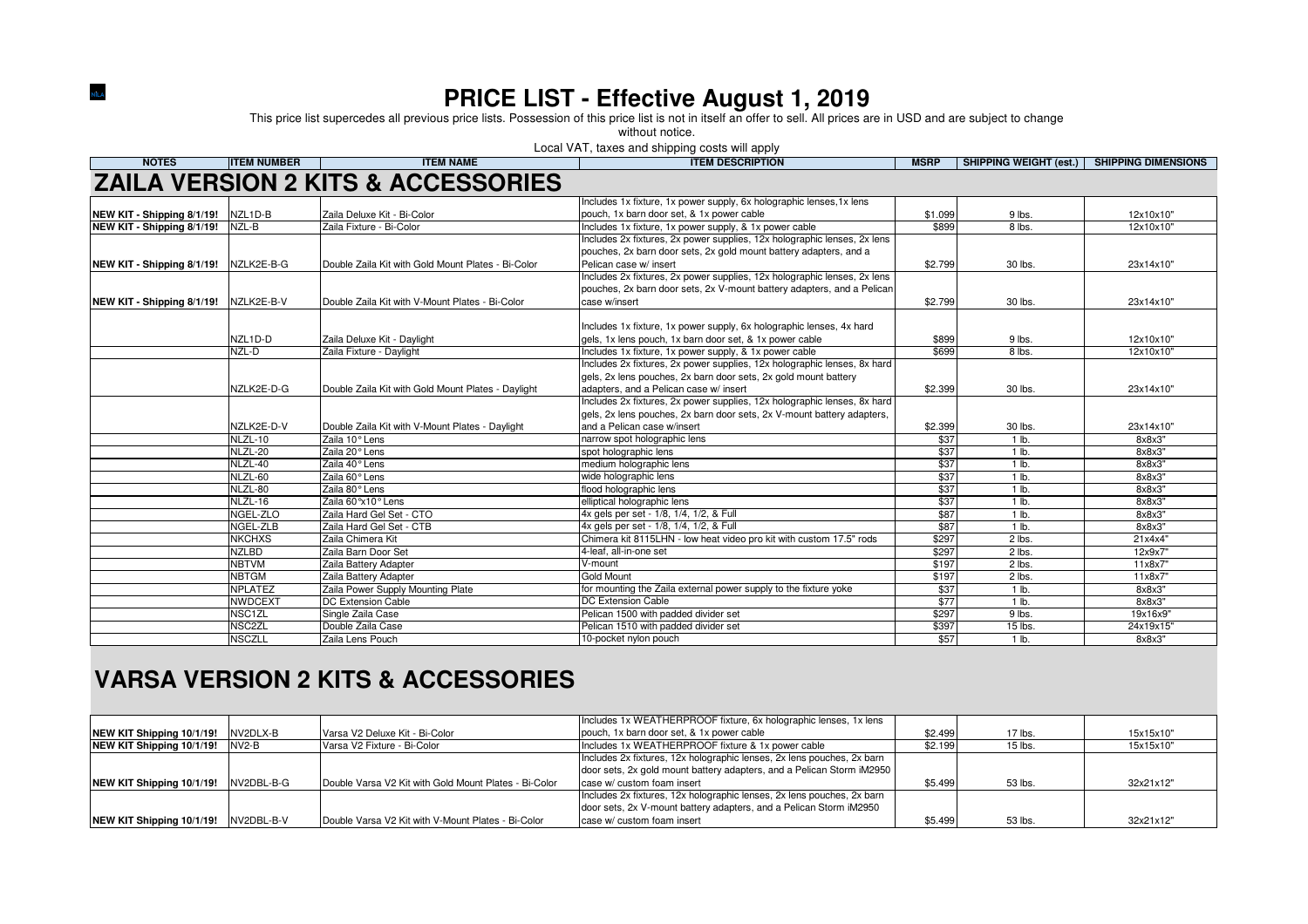# PRICE LIST - Effective August 1, 2019

This price list supercedes all previous price lists. Possession of this price list is not in itself an offer to sell. All prices are in USD and are subject to change without notice.

Local VAT, taxes and shipping costs will apply

| NOTES | ITEM NUMBER | ITEM NAME | ITEM DESCRIPTION | MSRP | SHIPPING WEIGHT (est.) | SHIPPING DIMENSIONS |
|---|---|---|---|---|---|---|
| **ZAILA VERSION 2 KITS & ACCESSORIES** | | | | | | |
| **NEW KIT - Shipping 8/1/19!** | NZL1D-B | Zaila Deluxe Kit - Bi-Color | Includes 1x fixture, 1x power supply, 6x holographic lenses,1x lens pouch, 1x barn door set, & 1x power cable | $1.099 | 9 lbs. | 12x10x10" |
| **NEW KIT - Shipping 8/1/19!** | NZL-B | Zaila Fixture - Bi-Color | Includes 1x fixture, 1x power supply, & 1x power cable | $899 | 8 lbs. | 12x10x10" |
| **NEW KIT - Shipping 8/1/19!** | NZLK2E-B-G | Double Zaila Kit with Gold Mount Plates - Bi-Color | Includes 2x fixtures, 2x power supplies, 12x holographic lenses, 2x lens pouches, 2x barn door sets, 2x gold mount battery adapters, and a Pelican case w/ insert | $2.799 | 30 lbs. | 23x14x10" |
| **NEW KIT - Shipping 8/1/19!** | NZLK2E-B-V | Double Zaila Kit with V-Mount Plates - Bi-Color | Includes 2x fixtures, 2x power supplies, 12x holographic lenses, 2x lens pouches, 2x barn door sets, 2x V-mount battery adapters, and a Pelican case w/insert | $2.799 | 30 lbs. | 23x14x10" |
| | NZL1D-D | Zaila Deluxe Kit - Daylight | Includes 1x fixture, 1x power supply, 6x holographic lenses, 4x hard gels, 1x lens pouch, 1x barn door set, & 1x power cable | $899 | 9 lbs. | 12x10x10" |
| | NZL-D | Zaila Fixture - Daylight | Includes 1x fixture, 1x power supply, & 1x power cable | $699 | 8 lbs. | 12x10x10" |
| | NZLK2E-D-G | Double Zaila Kit with Gold Mount Plates - Daylight | Includes 2x fixtures, 2x power supplies, 12x holographic lenses, 8x hard gels, 2x lens pouches, 2x barn door sets, 2x gold mount battery adapters, and a Pelican case w/ insert | $2.399 | 30 lbs. | 23x14x10" |
| | NZLK2E-D-V | Double Zaila Kit with V-Mount Plates - Daylight | Includes 2x fixtures, 2x power supplies, 12x holographic lenses, 8x hard gels, 2x lens pouches, 2x barn door sets, 2x V-mount battery adapters, and a Pelican case w/insert | $2.399 | 30 lbs. | 23x14x10" |
| | NLZL-10 | Zaila 10° Lens | narrow spot holographic lens | $37 | 1 lb. | 8x8x3" |
| | NLZL-20 | Zaila 20° Lens | spot holographic lens | $37 | 1 lb. | 8x8x3" |
| | NLZL-40 | Zaila 40° Lens | medium holographic lens | $37 | 1 lb. | 8x8x3" |
| | NLZL-60 | Zaila 60° Lens | wide holographic lens | $37 | 1 lb. | 8x8x3" |
| | NLZL-80 | Zaila 80° Lens | flood holographic lens | $37 | 1 lb. | 8x8x3" |
| | NLZL-16 | Zaila 60°x10° Lens | elliptical holographic lens | $37 | 1 lb. | 8x8x3" |
| | NGEL-ZLO | Zaila Hard Gel Set - CTO | 4x gels per set - 1/8, 1/4, 1/2, & Full | $87 | 1 lb. | 8x8x3" |
| | NGEL-ZLB | Zaila Hard Gel Set - CTB | 4x gels per set - 1/8, 1/4, 1/2, & Full | $87 | 1 lb. | 8x8x3" |
| | NKCHXS | Zaila Chimera Kit | Chimera kit 8115LHN - low heat video pro kit with custom 17.5" rods | $297 | 2 lbs. | 21x4x4" |
| | NZLBD | Zaila Barn Door Set | 4-leaf, all-in-one set | $297 | 2 lbs. | 12x9x7" |
| | NBTVM | Zaila Battery Adapter | V-mount | $197 | 2 lbs. | 11x8x7" |
| | NBTGM | Zaila Battery Adapter | Gold Mount | $197 | 2 lbs. | 11x8x7" |
| | NPLATEZ | Zaila Power Supply Mounting Plate | for mounting the Zaila external power supply to the fixture yoke | $37 | 1 lb. | 8x8x3" |
| | NWDCEXT | DC Extension Cable | DC Extension Cable | $77 | 1 lb. | 8x8x3" |
| | NSC1ZL | Single Zaila Case | Pelican 1500 with padded divider set | $297 | 9 lbs. | 19x16x9" |
| | NSC2ZL | Double Zaila Case | Pelican 1510 with padded divider set | $397 | 15 lbs. | 24x19x15" |
| | NSCZLL | Zaila Lens Pouch | 10-pocket nylon pouch | $57 | 1 lb. | 8x8x3" |
| **VARSA VERSION 2 KITS & ACCESSORIES** | | | | | | |
| **NEW KIT Shipping 10/1/19!** | NV2DLX-B | Varsa V2 Deluxe Kit - Bi-Color | Includes 1x WEATHERPROOF fixture, 6x holographic lenses, 1x lens pouch, 1x barn door set, & 1x power cable | $2.499 | 17 lbs. | 15x15x10" |
| **NEW KIT Shipping 10/1/19!** | NV2-B | Varsa V2 Fixture - Bi-Color | Includes 1x WEATHERPROOF fixture & 1x power cable | $2.199 | 15 lbs. | 15x15x10" |
| **NEW KIT Shipping 10/1/19!** | NV2DBL-B-G | Double Varsa V2 Kit with Gold Mount Plates - Bi-Color | Includes 2x fixtures, 12x holographic lenses, 2x lens pouches, 2x barn door sets, 2x gold mount battery adapters, and a Pelican Storm iM2950 case w/ custom foam insert | $5.499 | 53 lbs. | 32x21x12" |
| **NEW KIT Shipping 10/1/19!** | NV2DBL-B-V | Double Varsa V2 Kit with V-Mount Plates - Bi-Color | Includes 2x fixtures, 12x holographic lenses, 2x lens pouches, 2x barn door sets, 2x V-mount battery adapters, and a Pelican Storm iM2950 case w/ custom foam insert | $5.499 | 53 lbs. | 32x21x12" |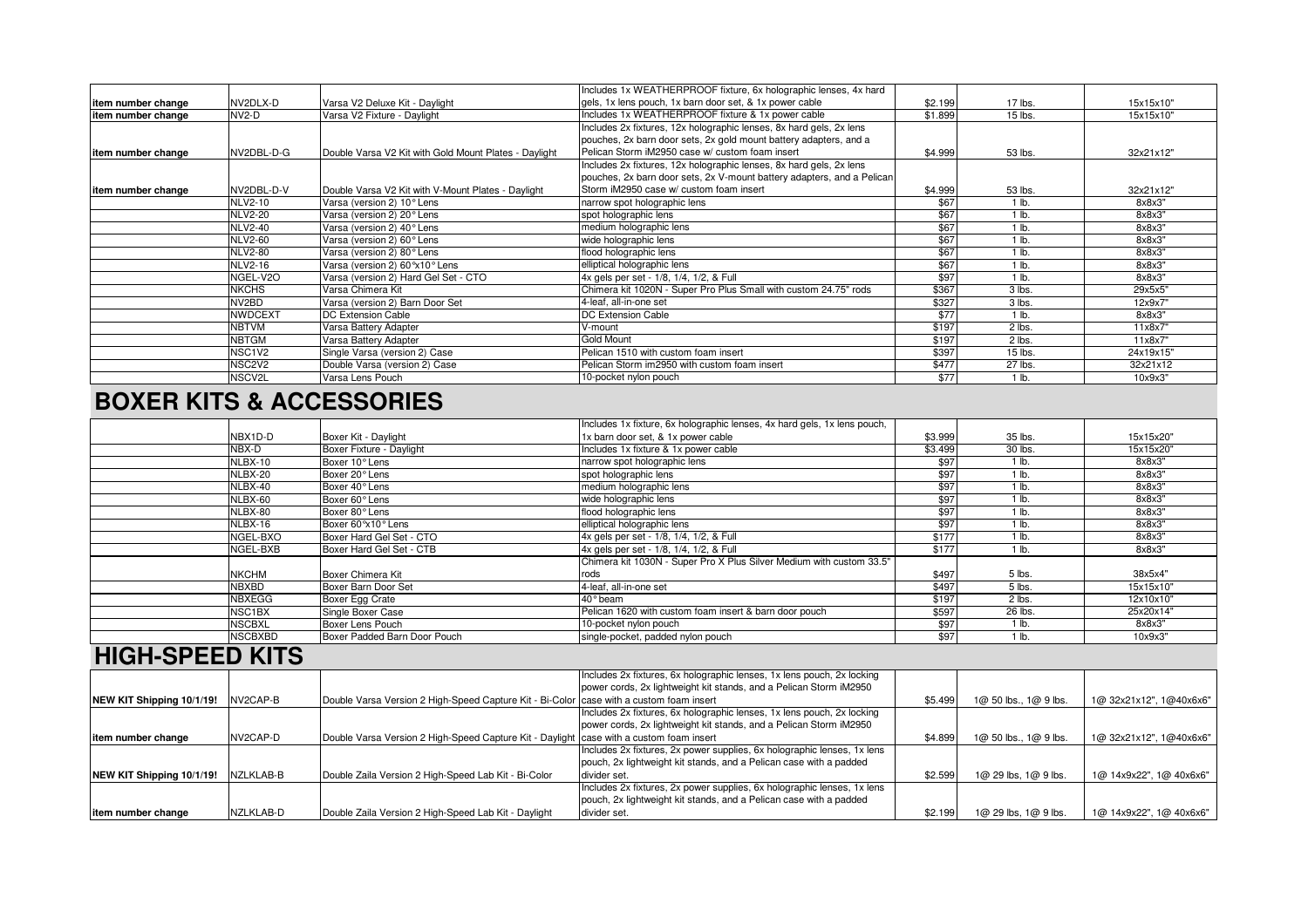| | | | | | | |
|---|---|---|---|---|---|---|
| item number change | NV2DLX-D | Varsa V2 Deluxe Kit - Daylight | Includes 1x WEATHERPROOF fixture, 6x holographic lenses, 4x hard gels, 1x lens pouch, 1x barn door set, & 1x power cable | $2.199 | 17 lbs. | 15x15x10" |
| item number change | NV2-D | Varsa V2 Fixture - Daylight | Includes 1x WEATHERPROOF fixture & 1x power cable | $1.899 | 15 lbs. | 15x15x10" |
| item number change | NV2DBL-D-G | Double Varsa V2 Kit with Gold Mount Plates - Daylight | Includes 2x fixtures, 12x holographic lenses, 8x hard gels, 2x lens pouches, 2x barn door sets, 2x gold mount battery adapters, and a Pelican Storm iM2950 case w/ custom foam insert | $4.999 | 53 lbs. | 32x21x12" |
| item number change | NV2DBL-D-V | Double Varsa V2 Kit with V-Mount Plates - Daylight | Includes 2x fixtures, 12x holographic lenses, 8x hard gels, 2x lens pouches, 2x barn door sets, 2x V-mount battery adapters, and a Pelican Storm iM2950 case w/ custom foam insert | $4.999 | 53 lbs. | 32x21x12" |
| | NLV2-10 | Varsa (version 2) 10° Lens | narrow spot holographic lens | $67 | 1 lb. | 8x8x3" |
| | NLV2-20 | Varsa (version 2) 20° Lens | spot holographic lens | $67 | 1 lb. | 8x8x3" |
| | NLV2-40 | Varsa (version 2) 40° Lens | medium holographic lens | $67 | 1 lb. | 8x8x3" |
| | NLV2-60 | Varsa (version 2) 60° Lens | wide holographic lens | $67 | 1 lb. | 8x8x3" |
| | NLV2-80 | Varsa (version 2) 80° Lens | flood holographic lens | $67 | 1 lb. | 8x8x3" |
| | NLV2-16 | Varsa (version 2) 60°x10° Lens | elliptical holographic lens | $67 | 1 lb. | 8x8x3" |
| | NGEL-V2O | Varsa (version 2) Hard Gel Set - CTO | 4x gels per set - 1/8, 1/4, 1/2, & Full | $97 | 1 lb. | 8x8x3" |
| | NKCHS | Varsa Chimera Kit | Chimera kit 1020N - Super Pro Plus Small with custom 24.75" rods | $367 | 3 lbs. | 29x5x5" |
| | NV2BD | Varsa (version 2) Barn Door Set | 4-leaf, all-in-one set | $327 | 3 lbs. | 12x9x7" |
| | NWDCEXT | DC Extension Cable | DC Extension Cable | $77 | 1 lb. | 8x8x3" |
| | NBTVM | Varsa Battery Adapter | V-mount | $197 | 2 lbs. | 11x8x7" |
| | NBTGM | Varsa Battery Adapter | Gold Mount | $197 | 2 lbs. | 11x8x7" |
| | NSC1V2 | Single Varsa (version 2) Case | Pelican 1510 with custom foam insert | $397 | 15 lbs. | 24x19x15" |
| | NSC2V2 | Double Varsa (version 2) Case | Pelican Storm im2950 with custom foam insert | $477 | 27 lbs. | 32x21x12 |
| | NSCV2L | Varsa Lens Pouch | 10-pocket nylon pouch | $77 | 1 lb. | 10x9x3" |

## BOXER KITS & ACCESSORIES

| | | | | | | |
|---|---|---|---|---|---|---|
| | NBX1D-D | Boxer Kit - Daylight | Includes 1x fixture, 6x holographic lenses, 4x hard gels, 1x lens pouch, 1x barn door set, & 1x power cable | $3.999 | 35 lbs. | 15x15x20" |
| | NBX-D | Boxer Fixture - Daylight | Includes 1x fixture & 1x power cable | $3.499 | 30 lbs. | 15x15x20" |
| | NLBX-10 | Boxer 10° Lens | narrow spot holographic lens | $97 | 1 lb. | 8x8x3" |
| | NLBX-20 | Boxer 20° Lens | spot holographic lens | $97 | 1 lb. | 8x8x3" |
| | NLBX-40 | Boxer 40° Lens | medium holographic lens | $97 | 1 lb. | 8x8x3" |
| | NLBX-60 | Boxer 60° Lens | wide holographic lens | $97 | 1 lb. | 8x8x3" |
| | NLBX-80 | Boxer 80° Lens | flood holographic lens | $97 | 1 lb. | 8x8x3" |
| | NLBX-16 | Boxer 60°x10° Lens | elliptical holographic lens | $97 | 1 lb. | 8x8x3" |
| | NGEL-BXO | Boxer Hard Gel Set - CTO | 4x gels per set - 1/8, 1/4, 1/2, & Full | $177 | 1 lb. | 8x8x3" |
| | NGEL-BXB | Boxer Hard Gel Set - CTB | 4x gels per set - 1/8, 1/4, 1/2, & Full | $177 | 1 lb. | 8x8x3" |
| | NKCHM | Boxer Chimera Kit | Chimera kit 1030N - Super Pro X Plus Silver Medium with custom 33.5" rods | $497 | 5 lbs. | 38x5x4" |
| | NBXBD | Boxer Barn Door Set | 4-leaf, all-in-one set | $497 | 5 lbs. | 15x15x10" |
| | NBXEGG | Boxer Egg Crate | 40° beam | $197 | 2 lbs. | 12x10x10" |
| | NSC1BX | Single Boxer Case | Pelican 1620 with custom foam insert & barn door pouch | $597 | 26 lbs. | 25x20x14" |
| | NSCBXL | Boxer Lens Pouch | 10-pocket nylon pouch | $97 | 1 lb. | 8x8x3" |
| | NSCBXBD | Boxer Padded Barn Door Pouch | single-pocket, padded nylon pouch | $97 | 1 lb. | 10x9x3" |

## HIGH-SPEED KITS

| | | | | | | |
|---|---|---|---|---|---|---|
| NEW KIT Shipping 10/1/19! | NV2CAP-B | Double Varsa Version 2 High-Speed Capture Kit - Bi-Color | Includes 2x fixtures, 6x holographic lenses, 1x lens pouch, 2x locking power cords, 2x lightweight kit stands, and a Pelican Storm iM2950 case with a custom foam insert | $5.499 | 1@ 50 lbs., 1@ 9 lbs. | 1@ 32x21x12", 1@40x6x6" |
| item number change | NV2CAP-D | Double Varsa Version 2 High-Speed Capture Kit - Daylight | Includes 2x fixtures, 6x holographic lenses, 1x lens pouch, 2x locking power cords, 2x lightweight kit stands, and a Pelican Storm iM2950 case with a custom foam insert | $4.899 | 1@ 50 lbs., 1@ 9 lbs. | 1@ 32x21x12", 1@40x6x6" |
| NEW KIT Shipping 10/1/19! | NZLKLAB-B | Double Zaila Version 2 High-Speed Lab Kit - Bi-Color | Includes 2x fixtures, 2x power supplies, 6x holographic lenses, 1x lens pouch, 2x lightweight kit stands, and a Pelican case with a padded divider set. | $2.599 | 1@ 29 lbs, 1@ 9 lbs. | 1@ 14x9x22", 1@ 40x6x6" |
| item number change | NZLKLAB-D | Double Zaila Version 2 High-Speed Lab Kit - Daylight | Includes 2x fixtures, 2x power supplies, 6x holographic lenses, 1x lens pouch, 2x lightweight kit stands, and a Pelican case with a padded divider set. | $2.199 | 1@ 29 lbs, 1@ 9 lbs. | 1@ 14x9x22", 1@ 40x6x6" |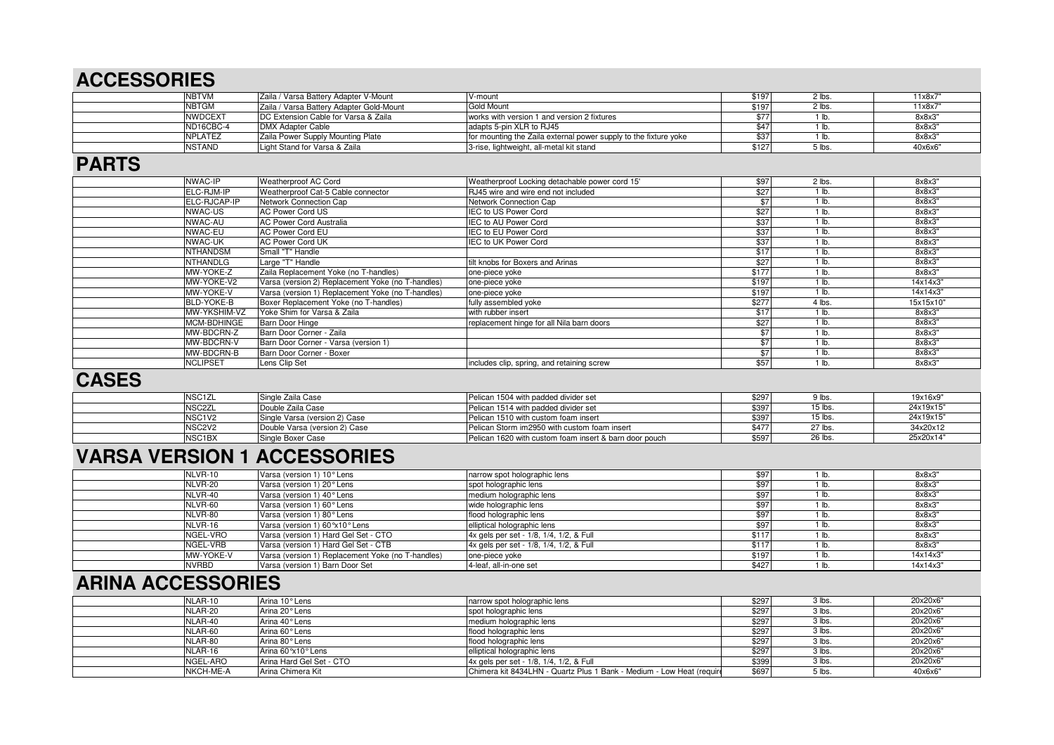## ACCESSORIES

| | | | | | |
|---|---|---|---|---|---|
| NBTVM | Zaila / Varsa Battery Adapter V-Mount | V-mount | $197 | 2 lbs. | 11x8x7" |
| NBTGM | Zaila / Varsa Battery Adapter Gold-Mount | Gold Mount | $197 | 2 lbs. | 11x8x7" |
| NWDCEXT | DC Extension Cable for Varsa & Zaila | works with version 1 and version 2 fixtures | $77 | 1 lb. | 8x8x3" |
| ND16CBC-4 | DMX Adapter Cable | adapts 5-pin XLR to RJ45 | $47 | 1 lb. | 8x8x3" |
| NPLATEZ | Zaila Power Supply Mounting Plate | for mounting the Zaila external power supply to the fixture yoke | $37 | 1 lb. | 8x8x3" |
| NSTAND | Light Stand for Varsa & Zaila | 3-rise, lightweight, all-metal kit stand | $127 | 5 lbs. | 40x6x6" |

## PARTS

| | | | | | |
|---|---|---|---|---|---|
| NWAC-IP | Weatherproof AC Cord | Weatherproof Locking detachable power cord 15' | $97 | 2 lbs. | 8x8x3" |
| ELC-RJM-IP | Weatherproof Cat-5 Cable connector | RJ45 wire and wire end not included | $27 | 1 lb. | 8x8x3" |
| ELC-RJCAP-IP | Network Connection Cap | Network Connection Cap | $7 | 1 lb. | 8x8x3" |
| NWAC-US | AC Power Cord US | IEC to US Power Cord | $27 | 1 lb. | 8x8x3" |
| NWAC-AU | AC Power Cord Australia | IEC to AU Power Cord | $37 | 1 lb. | 8x8x3" |
| NWAC-EU | AC Power Cord EU | IEC to EU Power Cord | $37 | 1 lb. | 8x8x3" |
| NWAC-UK | AC Power Cord UK | IEC to UK Power Cord | $37 | 1 lb. | 8x8x3" |
| NTHANDSM | Small "T" Handle | | $17 | 1 lb. | 8x8x3" |
| NTHANDLG | Large "T" Handle | tilt knobs for Boxers and Arinas | $27 | 1 lb. | 8x8x3" |
| MW-YOKE-Z | Zaila Replacement Yoke (no T-handles) | one-piece yoke | $177 | 1 lb. | 8x8x3" |
| MW-YOKE-V2 | Varsa (version 2) Replacement Yoke (no T-handles) | one-piece yoke | $197 | 1 lb. | 14x14x3" |
| MW-YOKE-V | Varsa (version 1) Replacement Yoke (no T-handles) | one-piece yoke | $197 | 1 lb. | 14x14x3" |
| BLD-YOKE-B | Boxer Replacement Yoke (no T-handles) | fully assembled yoke | $277 | 4 lbs. | 15x15x10" |
| MW-YKSHIM-VZ | Yoke Shim for Varsa & Zaila | with rubber insert | $17 | 1 lb. | 8x8x3" |
| MCM-BDHINGE | Barn Door Hinge | replacement hinge for all Nila barn doors | $27 | 1 lb. | 8x8x3" |
| MW-BDCRN-Z | Barn Door Corner - Zaila | | $7 | 1 lb. | 8x8x3" |
| MW-BDCRN-V | Barn Door Corner - Varsa (version 1) | | $7 | 1 lb. | 8x8x3" |
| MW-BDCRN-B | Barn Door Corner - Boxer | | $7 | 1 lb. | 8x8x3" |
| NCLIPSET | Lens Clip Set | includes clip, spring, and retaining screw | $57 | 1 lb. | 8x8x3" |

## CASES

| | | | | | |
|---|---|---|---|---|---|
| NSC1ZL | Single Zaila Case | Pelican 1504 with padded divider set | $297 | 9 lbs. | 19x16x9" |
| NSC2ZL | Double Zaila Case | Pelican 1514 with padded divider set | $397 | 15 lbs. | 24x19x15" |
| NSC1V2 | Single Varsa (version 2) Case | Pelican 1510 with custom foam insert | $397 | 15 lbs. | 24x19x15" |
| NSC2V2 | Double Varsa (version 2) Case | Pelican Storm im2950 with custom foam insert | $477 | 27 lbs. | 34x20x12 |
| NSC1BX | Single Boxer Case | Pelican 1620 with custom foam insert & barn door pouch | $597 | 26 lbs. | 25x20x14" |

## VARSA VERSION 1 ACCESSORIES

| | | | | | |
|---|---|---|---|---|---|
| NLVR-10 | Varsa (version 1) 10° Lens | narrow spot holographic lens | $97 | 1 lb. | 8x8x3" |
| NLVR-20 | Varsa (version 1) 20° Lens | spot holographic lens | $97 | 1 lb. | 8x8x3" |
| NLVR-40 | Varsa (version 1) 40° Lens | medium holographic lens | $97 | 1 lb. | 8x8x3" |
| NLVR-60 | Varsa (version 1) 60° Lens | wide holographic lens | $97 | 1 lb. | 8x8x3" |
| NLVR-80 | Varsa (version 1) 80° Lens | flood holographic lens | $97 | 1 lb. | 8x8x3" |
| NLVR-16 | Varsa (version 1) 60°x10° Lens | elliptical holographic lens | $97 | 1 lb. | 8x8x3" |
| NGEL-VRO | Varsa (version 1) Hard Gel Set - CTO | 4x gels per set - 1/8, 1/4, 1/2, & Full | $117 | 1 lb. | 8x8x3" |
| NGEL-VRB | Varsa (version 1) Hard Gel Set - CTB | 4x gels per set - 1/8, 1/4, 1/2, & Full | $117 | 1 lb. | 8x8x3" |
| MW-YOKE-V | Varsa (version 1) Replacement Yoke (no T-handles) | one-piece yoke | $197 | 1 lb. | 14x14x3" |
| NVRBD | Varsa (version 1) Barn Door Set | 4-leaf, all-in-one set | $427 | 1 lb. | 14x14x3" |

## ARINA ACCESSORIES

| | | | | | |
|---|---|---|---|---|---|
| NLAR-10 | Arina 10° Lens | narrow spot holographic lens | $297 | 3 lbs. | 20x20x6" |
| NLAR-20 | Arina 20° Lens | spot holographic lens | $297 | 3 lbs. | 20x20x6" |
| NLAR-40 | Arina 40° Lens | medium holographic lens | $297 | 3 lbs. | 20x20x6" |
| NLAR-60 | Arina 60° Lens | flood holographic lens | $297 | 3 lbs. | 20x20x6" |
| NLAR-80 | Arina 80° Lens | flood holographic lens | $297 | 3 lbs. | 20x20x6" |
| NLAR-16 | Arina 60°x10° Lens | elliptical holographic lens | $297 | 3 lbs. | 20x20x6" |
| NGEL-ARO | Arina Hard Gel Set - CTO | 4x gels per set - 1/8, 1/4, 1/2, & Full | $399 | 3 lbs. | 20x20x6" |
| NKCH-ME-A | Arina Chimera Kit | Chimera kit 8434LHN - Quartz Plus 1 Bank - Medium - Low Heat (require | $697 | 5 lbs. | 40x6x6" |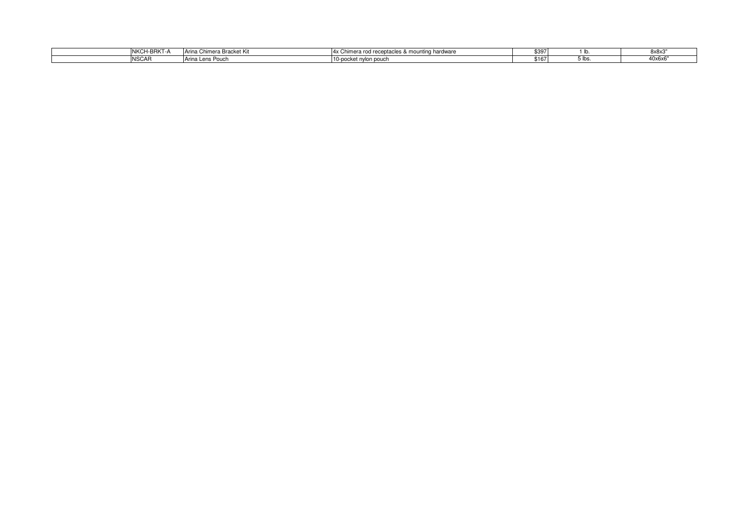| | | | | | | |
|---|---|---|---|---|---|---|
| | NKCH-BRKT-A | Arina Chimera Bracket Kit | 4x Chimera rod receptacles & mounting hardware | $397 | 1 lb. | 8x8x3" |
| | NSCAR | Arina Lens Pouch | 10-pocket nylon pouch | $167 | 5 lbs. | 40x6x6" |